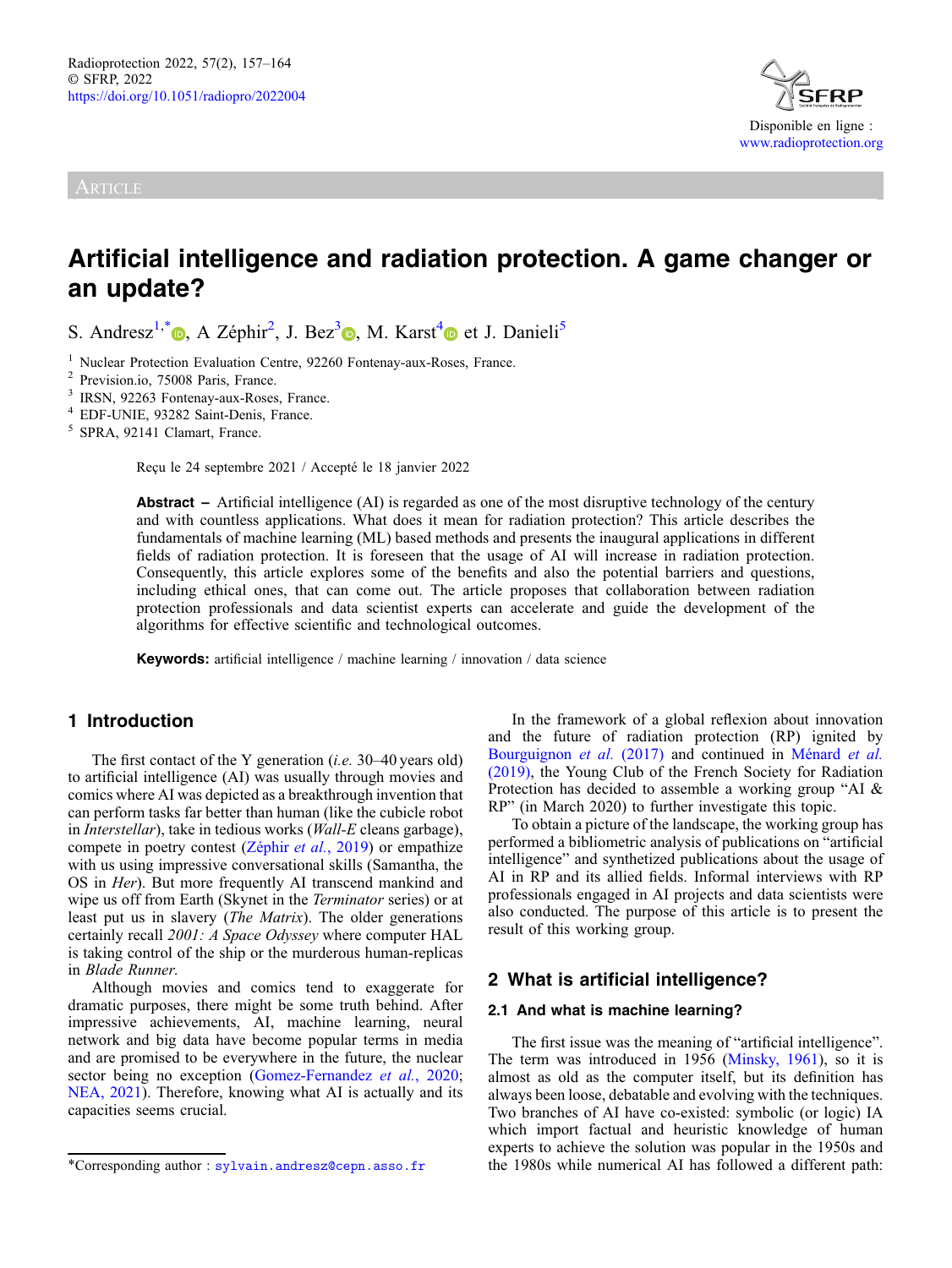Article

# Artificial intelligence and radiation protection. A game changer or an update?

S. Andresz[1,*], A Zéphir[2], J. Bez[3], M. Karst[4] et J. Danieli[5]

[1] Nuclear Protection Evaluation Centre, 92260 Fontenay-aux-Roses, France.
[2] Prevision.io, 75008 Paris, France.
[3] IRSN, 92263 Fontenay-aux-Roses, France.
[4] EDF-UNIE, 93282 Saint-Denis, France.
[5] SPRA, 92141 Clamart, France.

Reçu le 24 septembre 2021 / Accepté le 18 janvier 2022

**Abstract –** Artificial intelligence (AI) is regarded as one of the most disruptive technology of the century and with countless applications. What does it mean for radiation protection? This article describes the fundamentals of machine learning (ML) based methods and presents the inaugural applications in different fields of radiation protection. It is foreseen that the usage of AI will increase in radiation protection. Consequently, this article explores some of the benefits and also the potential barriers and questions, including ethical ones, that can come out. The article proposes that collaboration between radiation protection professionals and data scientist experts can accelerate and guide the development of the algorithms for effective scientific and technological outcomes.

**Keywords:** artificial intelligence / machine learning / innovation / data science

## 1 Introduction

The first contact of the Y generation (*i.e.* 30–40 years old) to artificial intelligence (AI) was usually through movies and comics where AI was depicted as a breakthrough invention that can perform tasks far better than human (like the cubicle robot in *Interstellar*), take in tedious works (*Wall-E* cleans garbage), compete in poetry contest (Zéphir *et al.*, 2019) or empathize with us using impressive conversational skills (Samantha, the OS in *Her*). But more frequently AI transcend mankind and wipe us off from Earth (Skynet in the *Terminator* series) or at least put us in slavery (*The Matrix*). The older generations certainly recall *2001: A Space Odyssey* where computer HAL is taking control of the ship or the murderous human-replicas in *Blade Runner*.

Although movies and comics tend to exaggerate for dramatic purposes, there might be some truth behind. After impressive achievements, AI, machine learning, neural network and big data have become popular terms in media and are promised to be everywhere in the future, the nuclear sector being no exception (Gomez-Fernandez *et al.*, 2020; NEA, 2021). Therefore, knowing what AI is actually and its capacities seems crucial.

In the framework of a global reflexion about innovation and the future of radiation protection (RP) ignited by Bourguignon *et al.* (2017) and continued in Ménard *et al.* (2019), the Young Club of the French Society for Radiation Protection has decided to assemble a working group "AI & RP" (in March 2020) to further investigate this topic.

To obtain a picture of the landscape, the working group has performed a bibliometric analysis of publications on "artificial intelligence" and synthetized publications about the usage of AI in RP and its allied fields. Informal interviews with RP professionals engaged in AI projects and data scientists were also conducted. The purpose of this article is to present the result of this working group.

## 2 What is artificial intelligence?

### 2.1 And what is machine learning?

The first issue was the meaning of "artificial intelligence". The term was introduced in 1956 (Minsky, 1961), so it is almost as old as the computer itself, but its definition has always been loose, debatable and evolving with the techniques. Two branches of AI have co-existed: symbolic (or logic) IA which import factual and heuristic knowledge of human experts to achieve the solution was popular in the 1950s and the 1980s while numerical AI has followed a different path:

*Corresponding author : sylvain.andresz@cepn.asso.fr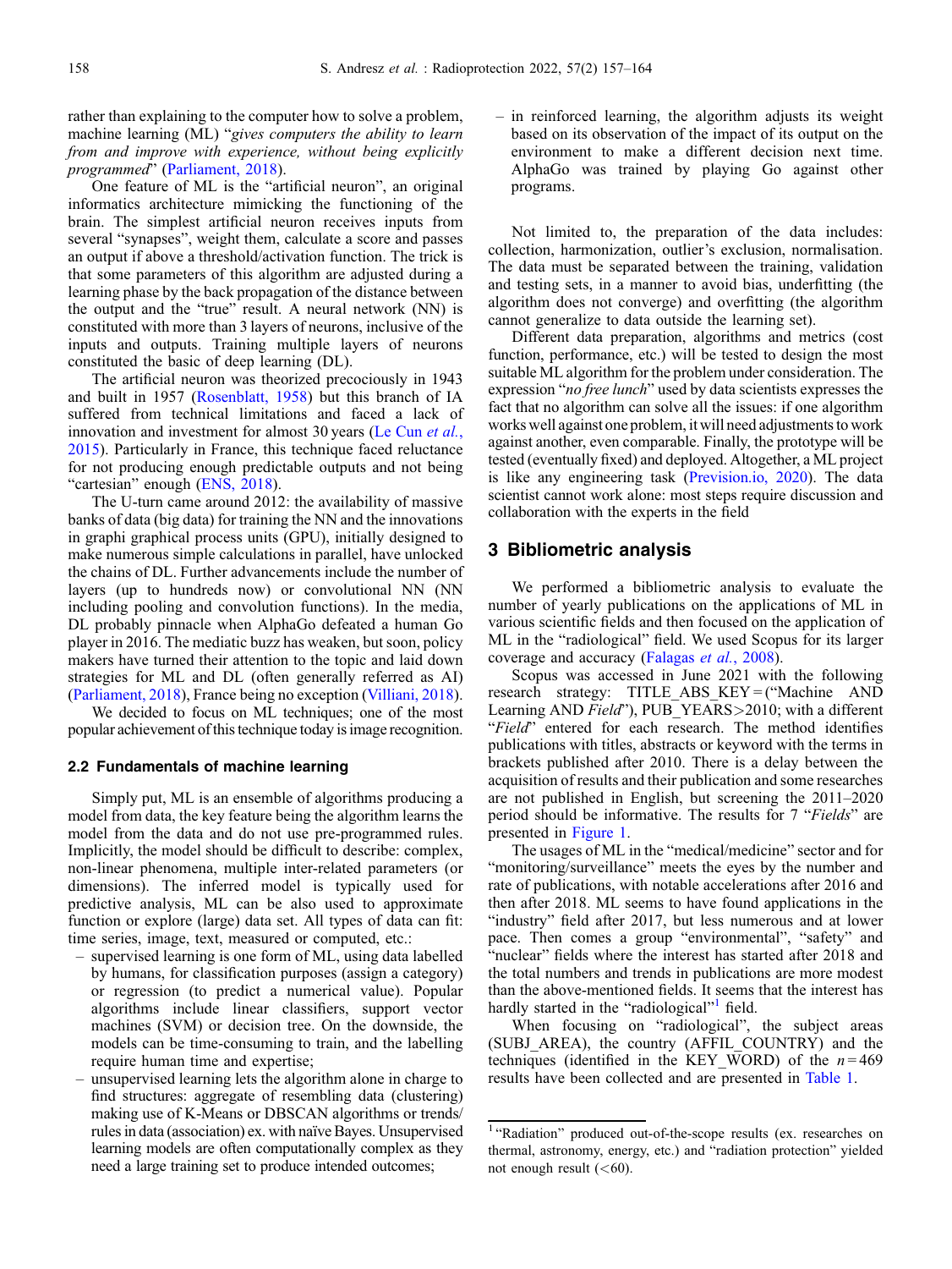rather than explaining to the computer how to solve a problem, machine learning (ML) "*gives computers the ability to learn from and improve with experience, without being explicitly programmed*" (Parliament, 2018).

One feature of ML is the "artificial neuron", an original informatics architecture mimicking the functioning of the brain. The simplest artificial neuron receives inputs from several "synapses", weight them, calculate a score and passes an output if above a threshold/activation function. The trick is that some parameters of this algorithm are adjusted during a learning phase by the back propagation of the distance between the output and the "true" result. A neural network (NN) is constituted with more than 3 layers of neurons, inclusive of the inputs and outputs. Training multiple layers of neurons constituted the basic of deep learning (DL).

The artificial neuron was theorized precociously in 1943 and built in 1957 (Rosenblatt, 1958) but this branch of IA suffered from technical limitations and faced a lack of innovation and investment for almost 30 years (Le Cun *et al.*, 2015). Particularly in France, this technique faced reluctance for not producing enough predictable outputs and not being "cartesian" enough (ENS, 2018).

The U-turn came around 2012: the availability of massive banks of data (big data) for training the NN and the innovations in graphi graphical process units (GPU), initially designed to make numerous simple calculations in parallel, have unlocked the chains of DL. Further advancements include the number of layers (up to hundreds now) or convolutional NN (NN including pooling and convolution functions). In the media, DL probably pinnacle when AlphaGo defeated a human Go player in 2016. The mediatic buzz has weaken, but soon, policy makers have turned their attention to the topic and laid down strategies for ML and DL (often generally referred as AI) (Parliament, 2018), France being no exception (Villiani, 2018).

We decided to focus on ML techniques; one of the most popular achievement of this technique today is image recognition.

### 2.2 Fundamentals of machine learning

Simply put, ML is an ensemble of algorithms producing a model from data, the key feature being the algorithm learns the model from the data and do not use pre-programmed rules. Implicitly, the model should be difficult to describe: complex, non-linear phenomena, multiple inter-related parameters (or dimensions). The inferred model is typically used for predictive analysis, ML can be also used to approximate function or explore (large) data set. All types of data can fit: time series, image, text, measured or computed, etc.:

- supervised learning is one form of ML, using data labelled by humans, for classification purposes (assign a category) or regression (to predict a numerical value). Popular algorithms include linear classifiers, support vector machines (SVM) or decision tree. On the downside, the models can be time-consuming to train, and the labelling require human time and expertise;
- unsupervised learning lets the algorithm alone in charge to find structures: aggregate of resembling data (clustering) making use of K-Means or DBSCAN algorithms or trends/rules in data (association) ex. with naïve Bayes. Unsupervised learning models are often computationally complex as they need a large training set to produce intended outcomes;
- in reinforced learning, the algorithm adjusts its weight based on its observation of the impact of its output on the environment to make a different decision next time. AlphaGo was trained by playing Go against other programs.

Not limited to, the preparation of the data includes: collection, harmonization, outlier's exclusion, normalisation. The data must be separated between the training, validation and testing sets, in a manner to avoid bias, underfitting (the algorithm does not converge) and overfitting (the algorithm cannot generalize to data outside the learning set).

Different data preparation, algorithms and metrics (cost function, performance, etc.) will be tested to design the most suitable ML algorithm for the problem under consideration. The expression "*no free lunch*" used by data scientists expresses the fact that no algorithm can solve all the issues: if one algorithm works well against one problem, it will need adjustments to work against another, even comparable. Finally, the prototype will be tested (eventually fixed) and deployed. Altogether, a ML project is like any engineering task (Prevision.io, 2020). The data scientist cannot work alone: most steps require discussion and collaboration with the experts in the field

## 3 Bibliometric analysis

We performed a bibliometric analysis to evaluate the number of yearly publications on the applications of ML in various scientific fields and then focused on the application of ML in the "radiological" field. We used Scopus for its larger coverage and accuracy (Falagas *et al.*, 2008).

Scopus was accessed in June 2021 with the following research strategy: TITLE_ABS_KEY = ("Machine AND Learning AND *Field*"), PUB_YEARS > 2010; with a different "*Field*" entered for each research. The method identifies publications with titles, abstracts or keyword with the terms in brackets published after 2010. There is a delay between the acquisition of results and their publication and some researches are not published in English, but screening the 2011–2020 period should be informative. The results for 7 "*Fields*" are presented in Figure 1.

The usages of ML in the "medical/medicine" sector and for "monitoring/surveillance" meets the eyes by the number and rate of publications, with notable accelerations after 2016 and then after 2018. ML seems to have found applications in the "industry" field after 2017, but less numerous and at lower pace. Then comes a group "environmental", "safety" and "nuclear" fields where the interest has started after 2018 and the total numbers and trends in publications are more modest than the above-mentioned fields. It seems that the interest has hardly started in the "radiological"[1] field.

When focusing on "radiological", the subject areas (SUBJ_AREA), the country (AFFIL_COUNTRY) and the techniques (identified in the KEY_WORD) of the $n = 469$ results have been collected and are presented in Table 1.

[1] "Radiation" produced out-of-the-scope results (ex. researches on thermal, astronomy, energy, etc.) and "radiation protection" yielded not enough result (<60).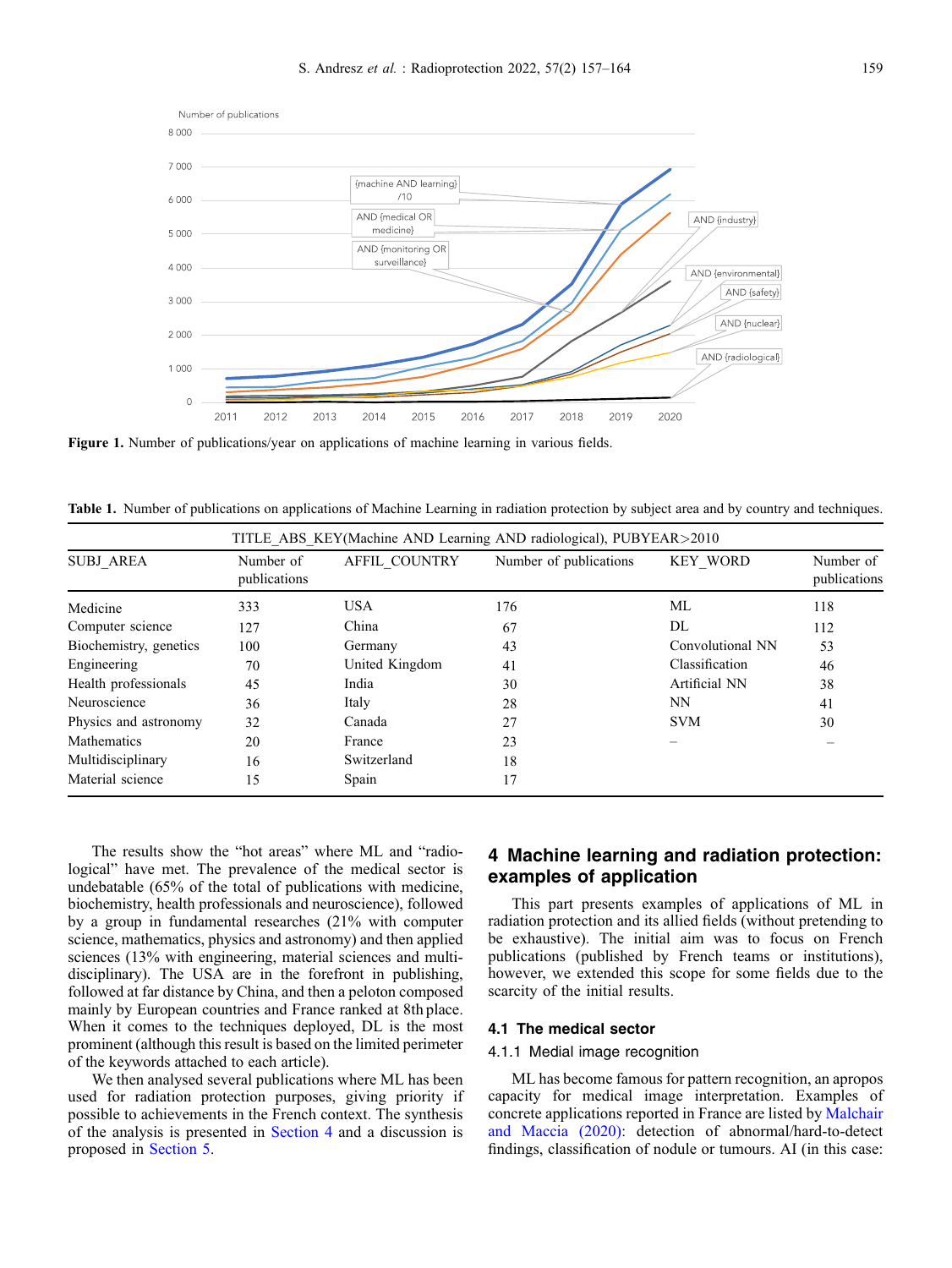Figure 1. Number of publications/year on applications of machine learning in various fields.

Table 1. Number of publications on applications of Machine Learning in radiation protection by subject area and by country and techniques.

| TITLE_ABS_KEY(Machine AND Learning AND radiological), PUBYEAR>2010 | | | | | |
|---|---|---|---|---|---|
| SUBJ_AREA | Number of publications | AFFIL_COUNTRY | Number of publications | KEY_WORD | Number of publications |
| Medicine | 333 | USA | 176 | ML | 118 |
| Computer science | 127 | China | 67 | DL | 112 |
| Biochemistry, genetics | 100 | Germany | 43 | Convolutional NN | 53 |
| Engineering | 70 | United Kingdom | 41 | Classification | 46 |
| Health professionals | 45 | India | 30 | Artificial NN | 38 |
| Neuroscience | 36 | Italy | 28 | NN | 41 |
| Physics and astronomy | 32 | Canada | 27 | SVM | 30 |
| Mathematics | 20 | France | 23 | – | – |
| Multidisciplinary | 16 | Switzerland | 18 | | |
| Material science | 15 | Spain | 17 | | |

The results show the "hot areas" where ML and "radiological" have met. The prevalence of the medical sector is undebatable (65% of the total of publications with medicine, biochemistry, health professionals and neuroscience), followed by a group in fundamental researches (21% with computer science, mathematics, physics and astronomy) and then applied sciences (13% with engineering, material sciences and multidisciplinary). The USA are in the forefront in publishing, followed at far distance by China, and then a peloton composed mainly by European countries and France ranked at 8th place. When it comes to the techniques deployed, DL is the most prominent (although this result is based on the limited perimeter of the keywords attached to each article).

We then analysed several publications where ML has been used for radiation protection purposes, giving priority if possible to achievements in the French context. The synthesis of the analysis is presented in Section 4 and a discussion is proposed in Section 5.

## 4 Machine learning and radiation protection: examples of application

This part presents examples of applications of ML in radiation protection and its allied fields (without pretending to be exhaustive). The initial aim was to focus on French publications (published by French teams or institutions), however, we extended this scope for some fields due to the scarcity of the initial results.

### 4.1 The medical sector

#### 4.1.1 Medial image recognition

ML has become famous for pattern recognition, an apropos capacity for medical image interpretation. Examples of concrete applications reported in France are listed by Malchair and Maccia (2020): detection of abnormal/hard-to-detect findings, classification of nodule or tumours. AI (in this case: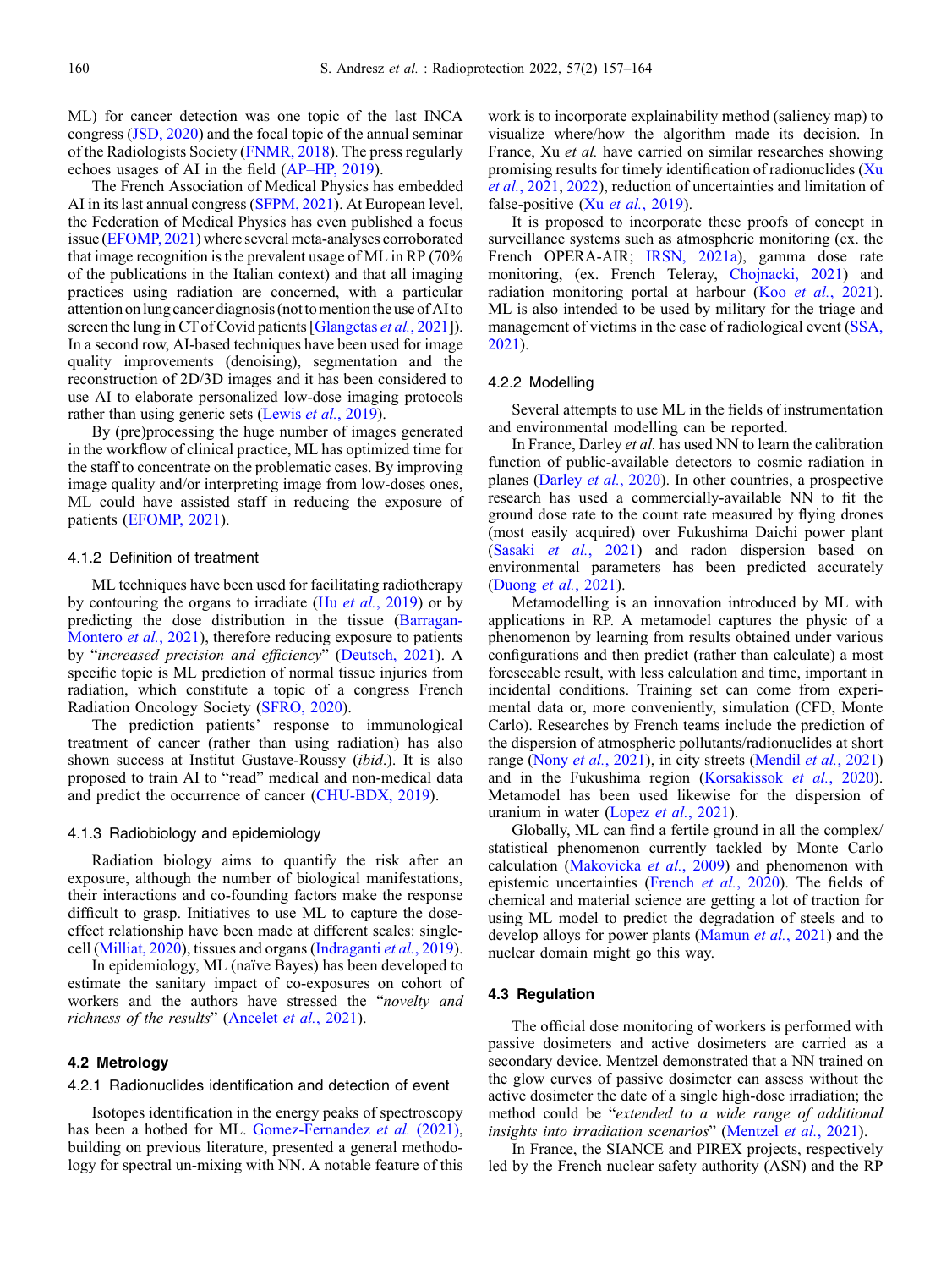ML) for cancer detection was one topic of the last INCA congress (JSD, 2020) and the focal topic of the annual seminar of the Radiologists Society (FNMR, 2018). The press regularly echoes usages of AI in the field (AP–HP, 2019).

The French Association of Medical Physics has embedded AI in its last annual congress (SFPM, 2021). At European level, the Federation of Medical Physics has even published a focus issue (EFOMP, 2021) where several meta-analyses corroborated that image recognition is the prevalent usage of ML in RP (70% of the publications in the Italian context) and that all imaging practices using radiation are concerned, with a particular attention on lung cancer diagnosis (not to mention the use of AI to screen the lung in CT of Covid patients [Glangetas *et al.*, 2021]). In a second row, AI-based techniques have been used for image quality improvements (denoising), segmentation and the reconstruction of 2D/3D images and it has been considered to use AI to elaborate personalized low-dose imaging protocols rather than using generic sets (Lewis *et al.*, 2019).

By (pre)processing the huge number of images generated in the workflow of clinical practice, ML has optimized time for the staff to concentrate on the problematic cases. By improving image quality and/or interpreting image from low-doses ones, ML could have assisted staff in reducing the exposure of patients (EFOMP, 2021).

#### 4.1.2 Definition of treatment

ML techniques have been used for facilitating radiotherapy by contouring the organs to irradiate (Hu *et al.*, 2019) or by predicting the dose distribution in the tissue (Barragan-Montero *et al.*, 2021), therefore reducing exposure to patients by "*increased precision and efficiency*" (Deutsch, 2021). A specific topic is ML prediction of normal tissue injuries from radiation, which constitute a topic of a congress French Radiation Oncology Society (SFRO, 2020).

The prediction patients' response to immunological treatment of cancer (rather than using radiation) has also shown success at Institut Gustave-Roussy (*ibid*.). It is also proposed to train AI to "read" medical and non-medical data and predict the occurrence of cancer (CHU-BDX, 2019).

#### 4.1.3 Radiobiology and epidemiology

Radiation biology aims to quantify the risk after an exposure, although the number of biological manifestations, their interactions and co-founding factors make the response difficult to grasp. Initiatives to use ML to capture the dose-effect relationship have been made at different scales: single-cell (Milliat, 2020), tissues and organs (Indraganti *et al.*, 2019).

In epidemiology, ML (naïve Bayes) has been developed to estimate the sanitary impact of co-exposures on cohort of workers and the authors have stressed the "*novelty and richness of the results*" (Ancelet *et al.*, 2021).

### 4.2 Metrology

#### 4.2.1 Radionuclides identification and detection of event

Isotopes identification in the energy peaks of spectroscopy has been a hotbed for ML. Gomez-Fernandez *et al.* (2021), building on previous literature, presented a general methodology for spectral un-mixing with NN. A notable feature of this work is to incorporate explainability method (saliency map) to visualize where/how the algorithm made its decision. In France, Xu *et al.* have carried on similar researches showing promising results for timely identification of radionuclides (Xu *et al.*, 2021, 2022), reduction of uncertainties and limitation of false-positive (Xu *et al.*, 2019).

It is proposed to incorporate these proofs of concept in surveillance systems such as atmospheric monitoring (ex. the French OPERA-AIR; IRSN, 2021a), gamma dose rate monitoring, (ex. French Teleray, Chojnacki, 2021) and radiation monitoring portal at harbour (Koo *et al.*, 2021). ML is also intended to be used by military for the triage and management of victims in the case of radiological event (SSA, 2021).

#### 4.2.2 Modelling

Several attempts to use ML in the fields of instrumentation and environmental modelling can be reported.

In France, Darley *et al.* has used NN to learn the calibration function of public-available detectors to cosmic radiation in planes (Darley *et al.*, 2020). In other countries, a prospective research has used a commercially-available NN to fit the ground dose rate to the count rate measured by flying drones (most easily acquired) over Fukushima Daichi power plant (Sasaki *et al.*, 2021) and radon dispersion based on environmental parameters has been predicted accurately (Duong *et al.*, 2021).

Metamodelling is an innovation introduced by ML with applications in RP. A metamodel captures the physic of a phenomenon by learning from results obtained under various configurations and then predict (rather than calculate) a most foreseeable result, with less calculation and time, important in incidental conditions. Training set can come from experimental data or, more conveniently, simulation (CFD, Monte Carlo). Researches by French teams include the prediction of the dispersion of atmospheric pollutants/radionuclides at short range (Nony *et al.*, 2021), in city streets (Mendil *et al.*, 2021) and in the Fukushima region (Korsakissok *et al.*, 2020). Metamodel has been used likewise for the dispersion of uranium in water (Lopez *et al.*, 2021).

Globally, ML can find a fertile ground in all the complex/statistical phenomenon currently tackled by Monte Carlo calculation (Makovicka *et al.*, 2009) and phenomenon with epistemic uncertainties (French *et al.*, 2020). The fields of chemical and material science are getting a lot of traction for using ML model to predict the degradation of steels and to develop alloys for power plants (Mamun *et al.*, 2021) and the nuclear domain might go this way.

### 4.3 Regulation

The official dose monitoring of workers is performed with passive dosimeters and active dosimeters are carried as a secondary device. Mentzel demonstrated that a NN trained on the glow curves of passive dosimeter can assess without the active dosimeter the date of a single high-dose irradiation; the method could be "*extended to a wide range of additional insights into irradiation scenarios*" (Mentzel *et al.*, 2021).

In France, the SIANCE and PIREX projects, respectively led by the French nuclear safety authority (ASN) and the RP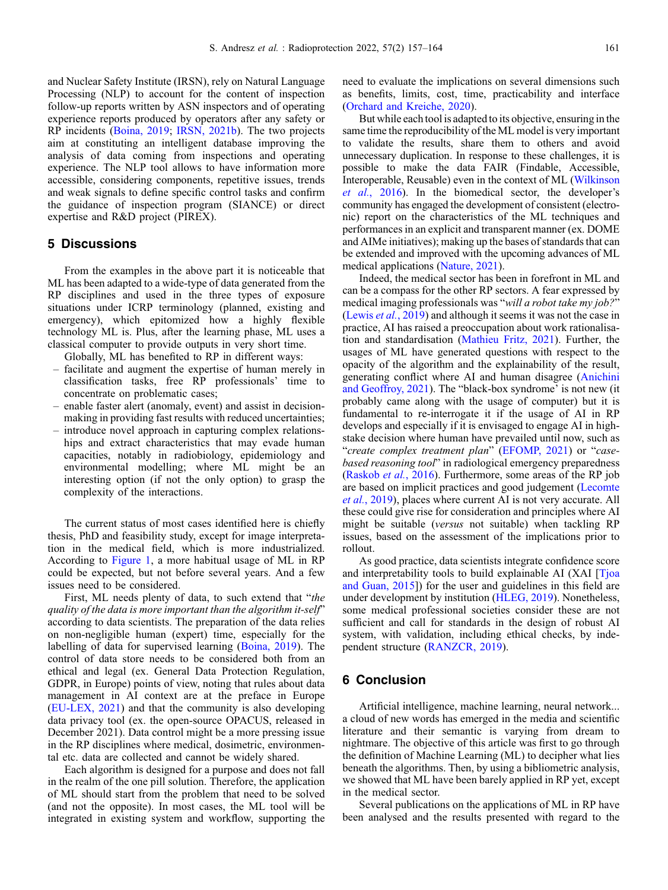and Nuclear Safety Institute (IRSN), rely on Natural Language Processing (NLP) to account for the content of inspection follow-up reports written by ASN inspectors and of operating experience reports produced by operators after any safety or RP incidents (Boina, 2019; IRSN, 2021b). The two projects aim at constituting an intelligent database improving the analysis of data coming from inspections and operating experience. The NLP tool allows to have information more accessible, considering components, repetitive issues, trends and weak signals to define specific control tasks and confirm the guidance of inspection program (SIANCE) or direct expertise and R&D project (PIREX).

## 5 Discussions

From the examples in the above part it is noticeable that ML has been adapted to a wide-type of data generated from the RP disciplines and used in the three types of exposure situations under ICRP terminology (planned, existing and emergency), which epitomized how a highly flexible technology ML is. Plus, after the learning phase, ML uses a classical computer to provide outputs in very short time.

Globally, ML has benefited to RP in different ways:

- facilitate and augment the expertise of human merely in classification tasks, free RP professionals' time to concentrate on problematic cases;
- enable faster alert (anomaly, event) and assist in decision-making in providing fast results with reduced uncertainties;
- introduce novel approach in capturing complex relationships and extract characteristics that may evade human capacities, notably in radiobiology, epidemiology and environmental modelling; where ML might be an interesting option (if not the only option) to grasp the complexity of the interactions.

The current status of most cases identified here is chiefly thesis, PhD and feasibility study, except for image interpretation in the medical field, which is more industrialized. According to Figure 1, a more habitual usage of ML in RP could be expected, but not before several years. And a few issues need to be considered.

First, ML needs plenty of data, to such extend that "*the quality of the data is more important than the algorithm it-self*" according to data scientists. The preparation of the data relies on non-negligible human (expert) time, especially for the labelling of data for supervised learning (Boina, 2019). The control of data store needs to be considered both from an ethical and legal (ex. General Data Protection Regulation, GDPR, in Europe) points of view, noting that rules about data management in AI context are at the preface in Europe (EU-LEX, 2021) and that the community is also developing data privacy tool (ex. the open-source OPACUS, released in December 2021). Data control might be a more pressing issue in the RP disciplines where medical, dosimetric, environmental etc. data are collected and cannot be widely shared.

Each algorithm is designed for a purpose and does not fall in the realm of the one pill solution. Therefore, the application of ML should start from the problem that need to be solved (and not the opposite). In most cases, the ML tool will be integrated in existing system and workflow, supporting the need to evaluate the implications on several dimensions such as benefits, limits, cost, time, practicability and interface (Orchard and Kreiche, 2020).

But while each tool is adapted to its objective, ensuring in the same time the reproducibility of the ML model is very important to validate the results, share them to others and avoid unnecessary duplication. In response to these challenges, it is possible to make the data FAIR (Findable, Accessible, Interoperable, Reusable) even in the context of ML (Wilkinson *et al.*, 2016). In the biomedical sector, the developer's community has engaged the development of consistent (electronic) report on the characteristics of the ML techniques and performances in an explicit and transparent manner (ex. DOME and AIMe initiatives); making up the bases of standards that can be extended and improved with the upcoming advances of ML medical applications (Nature, 2021).

Indeed, the medical sector has been in forefront in ML and can be a compass for the other RP sectors. A fear expressed by medical imaging professionals was "*will a robot take my job?*" (Lewis *et al.*, 2019) and although it seems it was not the case in practice, AI has raised a preoccupation about work rationalisation and standardisation (Mathieu Fritz, 2021). Further, the usages of ML have generated questions with respect to the opacity of the algorithm and the explainability of the result, generating conflict where AI and human disagree (Anichini and Geoffroy, 2021). The "black-box syndrome' is not new (it probably came along with the usage of computer) but it is fundamental to re-interrogate it if the usage of AI in RP develops and especially if it is envisaged to engage AI in high-stake decision where human have prevailed until now, such as "*create complex treatment plan*" (EFOMP, 2021) or "*case-based reasoning tool*" in radiological emergency preparedness (Raskob *et al.*, 2016). Furthermore, some areas of the RP job are based on implicit practices and good judgement (Lecomte *et al.*, 2019), places where current AI is not very accurate. All these could give rise for consideration and principles where AI might be suitable (*versus* not suitable) when tackling RP issues, based on the assessment of the implications prior to rollout.

As good practice, data scientists integrate confidence score and interpretability tools to build explainable AI (XAI [Tjoa and Guan, 2015]) for the user and guidelines in this field are under development by institution (HLEG, 2019). Nonetheless, some medical professional societies consider these are not sufficient and call for standards in the design of robust AI system, with validation, including ethical checks, by independent structure (RANZCR, 2019).

## 6 Conclusion

Artificial intelligence, machine learning, neural network... a cloud of new words has emerged in the media and scientific literature and their semantic is varying from dream to nightmare. The objective of this article was first to go through the definition of Machine Learning (ML) to decipher what lies beneath the algorithms. Then, by using a bibliometric analysis, we showed that ML have been barely applied in RP yet, except in the medical sector.

Several publications on the applications of ML in RP have been analysed and the results presented with regard to the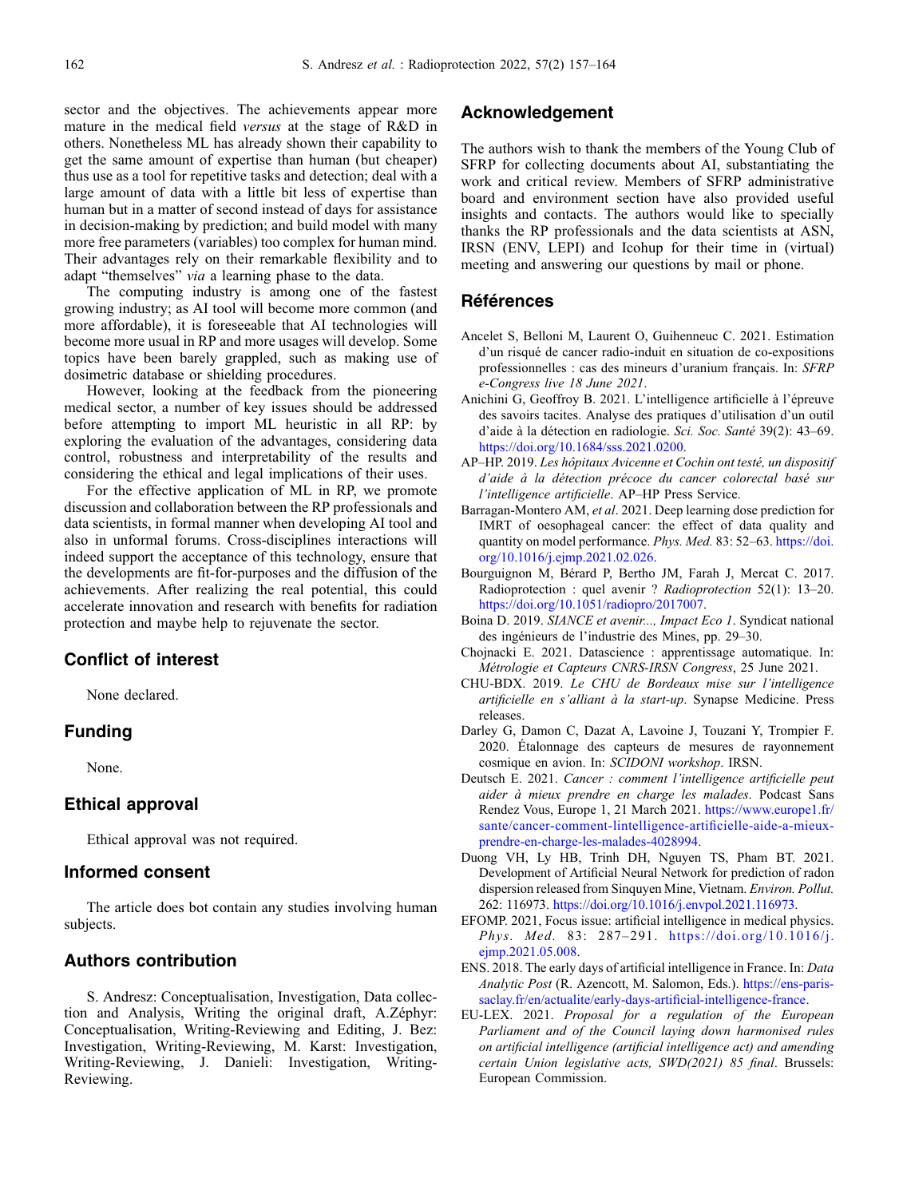sector and the objectives. The achievements appear more mature in the medical field *versus* at the stage of R&D in others. Nonetheless ML has already shown their capability to get the same amount of expertise than human (but cheaper) thus use as a tool for repetitive tasks and detection; deal with a large amount of data with a little bit less of expertise than human but in a matter of second instead of days for assistance in decision-making by prediction; and build model with many more free parameters (variables) too complex for human mind. Their advantages rely on their remarkable flexibility and to adapt "themselves" *via* a learning phase to the data.

The computing industry is among one of the fastest growing industry; as AI tool will become more common (and more affordable), it is foreseeable that AI technologies will become more usual in RP and more usages will develop. Some topics have been barely grappled, such as making use of dosimetric database or shielding procedures.

However, looking at the feedback from the pioneering medical sector, a number of key issues should be addressed before attempting to import ML heuristic in all RP: by exploring the evaluation of the advantages, considering data control, robustness and interpretability of the results and considering the ethical and legal implications of their uses.

For the effective application of ML in RP, we promote discussion and collaboration between the RP professionals and data scientists, in formal manner when developing AI tool and also in unformal forums. Cross-disciplines interactions will indeed support the acceptance of this technology, ensure that the developments are fit-for-purposes and the diffusion of the achievements. After realizing the real potential, this could accelerate innovation and research with benefits for radiation protection and maybe help to rejuvenate the sector.

## Conflict of interest

None declared.

## Funding

None.

## Ethical approval

Ethical approval was not required.

## Informed consent

The article does bot contain any studies involving human subjects.

## Authors contribution

S. Andresz: Conceptualisation, Investigation, Data collection and Analysis, Writing the original draft, A.Zéphyr: Conceptualisation, Writing-Reviewing and Editing, J. Bez: Investigation, Writing-Reviewing, M. Karst: Investigation, Writing-Reviewing, J. Danieli: Investigation, Writing-Reviewing.

## Acknowledgement

The authors wish to thank the members of the Young Club of SFRP for collecting documents about AI, substantiating the work and critical review. Members of SFRP administrative board and environment section have also provided useful insights and contacts. The authors would like to specially thanks the RP professionals and the data scientists at ASN, IRSN (ENV, LEPI) and Icohup for their time in (virtual) meeting and answering our questions by mail or phone.

## Références

Ancelet S, Belloni M, Laurent O, Guihenneuc C. 2021. Estimation d'un risqué de cancer radio-induit en situation de co-expositions professionnelles : cas des mineurs d'uranium français. In: *SFRP e-Congress live 18 June 2021*.

Anichini G, Geoffroy B. 2021. L'intelligence artificielle à l'épreuve des savoirs tacites. Analyse des pratiques d'utilisation d'un outil d'aide à la détection en radiologie. *Sci. Soc. Santé* 39(2): 43–69. https://doi.org/10.1684/sss.2021.0200.

AP–HP. 2019. *Les hôpitaux Avicenne et Cochin ont testé, un dispositif d'aide à la détection précoce du cancer colorectal basé sur l'intelligence artificielle*. AP–HP Press Service.

Barragan-Montero AM, *et al*. 2021. Deep learning dose prediction for IMRT of oesophageal cancer: the effect of data quality and quantity on model performance. *Phys. Med.* 83: 52–63. https://doi.org/10.1016/j.ejmp.2021.02.026.

Bourguignon M, Bérard P, Bertho JM, Farah J, Mercat C. 2017. Radioprotection : quel avenir ? *Radioprotection* 52(1): 13–20. https://doi.org/10.1051/radiopro/2017007.

Boina D. 2019. *SIANCE et avenir..., Impact Eco 1*. Syndicat national des ingénieurs de l'industrie des Mines, pp. 29–30.

Chojnacki E. 2021. Datascience : apprentissage automatique. In: *Métrologie et Capteurs CNRS-IRSN Congress*, 25 June 2021.

CHU-BDX. 2019. *Le CHU de Bordeaux mise sur l'intelligence artificielle en s'alliant à la start-up*. Synapse Medicine. Press releases.

Darley G, Damon C, Dazat A, Lavoine J, Touzani Y, Trompier F. 2020. Étalonnage des capteurs de mesures de rayonnement cosmique en avion. In: *SCIDONI workshop*. IRSN.

Deutsch E. 2021. *Cancer : comment l'intelligence artificielle peut aider à mieux prendre en charge les malades*. Podcast Sans Rendez Vous, Europe 1, 21 March 2021. https://www.europe1.fr/sante/cancer-comment-lintelligence-artificielle-aide-a-mieux-prendre-en-charge-les-malades-4028994.

Duong VH, Ly HB, Trinh DH, Nguyen TS, Pham BT. 2021. Development of Artificial Neural Network for prediction of radon dispersion released from Sinquyen Mine, Vietnam. *Environ. Pollut.* 262: 116973. https://doi.org/10.1016/j.envpol.2021.116973.

EFOMP. 2021, Focus issue: artificial intelligence in medical physics. *Phys. Med.* 83: 287–291. https://doi.org/10.1016/j.ejmp.2021.05.008.

ENS. 2018. The early days of artificial intelligence in France. In: *Data Analytic Post* (R. Azencott, M. Salomon, Eds.). https://ens-paris-saclay.fr/en/actualite/early-days-artificial-intelligence-france.

EU-LEX. 2021. *Proposal for a regulation of the European Parliament and of the Council laying down harmonised rules on artificial intelligence (artificial intelligence act) and amending certain Union legislative acts, SWD(2021) 85 final*. Brussels: European Commission.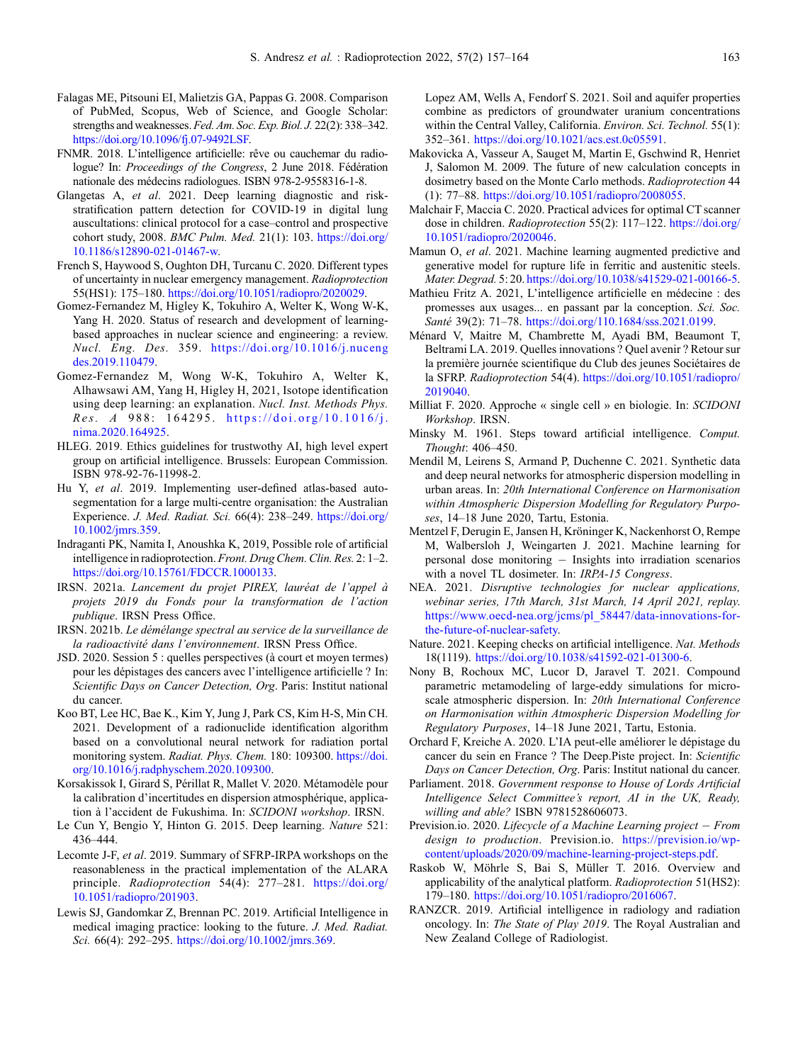Falagas ME, Pitsouni EI, Malietzis GA, Pappas G. 2008. Comparison of PubMed, Scopus, Web of Science, and Google Scholar: strengths and weaknesses. *Fed. Am. Soc. Exp. Biol. J.* 22(2): 338–342. https://doi.org/10.1096/fj.07-9492LSF.

FNMR. 2018. L'intelligence artificielle: rêve ou cauchemar du radiologue? In: *Proceedings of the Congress*, 2 June 2018. Fédération nationale des médecins radiologues. ISBN 978-2-9558316-1-8.

Glangetas A, *et al*. 2021. Deep learning diagnostic and risk-stratification pattern detection for COVID-19 in digital lung auscultations: clinical protocol for a case–control and prospective cohort study, 2008. *BMC Pulm. Med.* 21(1): 103. https://doi.org/10.1186/s12890-021-01467-w.

French S, Haywood S, Oughton DH, Turcanu C. 2020. Different types of uncertainty in nuclear emergency management. *Radioprotection* 55(HS1): 175–180. https://doi.org/10.1051/radiopro/2020029.

Gomez-Fernandez M, Higley K, Tokuhiro A, Welter K, Wong W-K, Yang H. 2020. Status of research and development of learning-based approaches in nuclear science and engineering: a review. *Nucl. Eng. Des.* 359. https://doi.org/10.1016/j.nucengdes.2019.110479.

Gomez-Fernandez M, Wong W-K, Tokuhiro A, Welter K, Alhawsawi AM, Yang H, Higley H, 2021, Isotope identification using deep learning: an explanation. *Nucl. Inst. Methods Phys. Res. A* 988: 164295. https://doi.org/10.1016/j.nima.2020.164925.

HLEG. 2019. Ethics guidelines for trustwothy AI, high level expert group on artificial intelligence. Brussels: European Commission. ISBN 978-92-76-11998-2.

Hu Y, *et al*. 2019. Implementing user-defined atlas-based auto-segmentation for a large multi-centre organisation: the Australian Experience. *J. Med. Radiat. Sci.* 66(4): 238–249. https://doi.org/10.1002/jmrs.359.

Indraganti PK, Namita I, Anoushka K, 2019, Possible role of artificial intelligence in radioprotection. *Front. Drug Chem. Clin. Res.* 2: 1–2. https://doi.org/10.15761/FDCCR.1000133.

IRSN. 2021a. *Lancement du projet PIREX, lauréat de l'appel à projets 2019 du Fonds pour la transformation de l'action publique*. IRSN Press Office.

IRSN. 2021b. *Le démélange spectral au service de la surveillance de la radioactivité dans l'environnement*. IRSN Press Office.

JSD. 2020. Session 5 : quelles perspectives (à court et moyen termes) pour les dépistages des cancers avec l'intelligence artificielle ? In: *Scientific Days on Cancer Detection, Org*. Paris: Institut national du cancer.

Koo BT, Lee HC, Bae K., Kim Y, Jung J, Park CS, Kim H-S, Min CH. 2021. Development of a radionuclide identification algorithm based on a convolutional neural network for radiation portal monitoring system. *Radiat. Phys. Chem.* 180: 109300. https://doi.org/10.1016/j.radphyschem.2020.109300.

Korsakissok I, Girard S, Périllat R, Mallet V. 2020. Métamodèle pour la calibration d'incertitudes en dispersion atmosphérique, application à l'accident de Fukushima. In: *SCIDONI workshop*. IRSN.

Le Cun Y, Bengio Y, Hinton G. 2015. Deep learning. *Nature* 521: 436–444.

Lecomte J-F, *et al*. 2019. Summary of SFRP-IRPA workshops on the reasonableness in the practical implementation of the ALARA principle. *Radioprotection* 54(4): 277–281. https://doi.org/10.1051/radiopro/201903.

Lewis SJ, Gandomkar Z, Brennan PC. 2019. Artificial Intelligence in medical imaging practice: looking to the future. *J. Med. Radiat. Sci.* 66(4): 292–295. https://doi.org/10.1002/jmrs.369.

Lopez AM, Wells A, Fendorf S. 2021. Soil and aquifer properties combine as predictors of groundwater uranium concentrations within the Central Valley, California. *Environ. Sci. Technol.* 55(1): 352–361. https://doi.org/10.1021/acs.est.0c05591.

Makovicka A, Vasseur A, Sauget M, Martin E, Gschwind R, Henriet J, Salomon M. 2009. The future of new calculation concepts in dosimetry based on the Monte Carlo methods. *Radioprotection* 44 (1): 77–88. https://doi.org/10.1051/radiopro/2008055.

Malchair F, Maccia C. 2020. Practical advices for optimal CT scanner dose in children. *Radioprotection* 55(2): 117–122. https://doi.org/10.1051/radiopro/2020046.

Mamun O, *et al*. 2021. Machine learning augmented predictive and generative model for rupture life in ferritic and austenitic steels. *Mater. Degrad.* 5: 20. https://doi.org/10.1038/s41529-021-00166-5.

Mathieu Fritz A. 2021, L'intelligence artificielle en médecine : des promesses aux usages... en passant par la conception. *Sci. Soc. Santé* 39(2): 71–78. https://doi.org/110.1684/sss.2021.0199.

Ménard V, Maitre M, Chambrette M, Ayadi BM, Beaumont T, Beltrami LA. 2019. Quelles innovations ? Quel avenir ? Retour sur la première journée scientifique du Club des jeunes Sociétaires de la SFRP. *Radioprotection* 54(4). https://doi.org/10.1051/radiopro/2019040.

Milliat F. 2020. Approche « single cell » en biologie. In: *SCIDONI Workshop*. IRSN.

Minsky M. 1961. Steps toward artificial intelligence. *Comput. Thought*: 406–450.

Mendil M, Leirens S, Armand P, Duchenne C. 2021. Synthetic data and deep neural networks for atmospheric dispersion modelling in urban areas. In: *20th International Conference on Harmonisation within Atmospheric Dispersion Modelling for Regulatory Purposes*, 14–18 June 2020, Tartu, Estonia.

Mentzel F, Derugin E, Jansen H, Kröninger K, Nackenhorst O, Rempe M, Walbersloh J, Weingarten J. 2021. Machine learning for personal dose monitoring – Insights into irradiation scenarios with a novel TL dosimeter. In: *IRPA-15 Congress*.

NEA. 2021. *Disruptive technologies for nuclear applications, webinar series, 17th March, 31st March, 14 April 2021, replay.* https://www.oecd-nea.org/jcms/pl_58447/data-innovations-for-the-future-of-nuclear-safety.

Nature. 2021. Keeping checks on artificial intelligence. *Nat. Methods* 18(1119). https://doi.org/10.1038/s41592-021-01300-6.

Nony B, Rochoux MC, Lucor D, Jaravel T. 2021. Compound parametric metamodeling of large-eddy simulations for microscale atmospheric dispersion. In: *20th International Conference on Harmonisation within Atmospheric Dispersion Modelling for Regulatory Purposes*, 14–18 June 2021, Tartu, Estonia.

Orchard F, Kreiche A. 2020. L'IA peut-elle améliorer le dépistage du cancer du sein en France ? The Deep.Piste project. In: *Scientific Days on Cancer Detection, Org*. Paris: Institut national du cancer.

Parliament. 2018. *Government response to House of Lords Artificial Intelligence Select Committee's report, AI in the UK, Ready, willing and able?* ISBN 9781528606073.

Prevision.io. 2020. *Lifecycle of a Machine Learning project – From design to production*. Prevision.io. https://prevision.io/wp-content/uploads/2020/09/machine-learning-project-steps.pdf.

Raskob W, Möhrle S, Bai S, Müller T. 2016. Overview and applicability of the analytical platform. *Radioprotection* 51(HS2): 179–180. https://doi.org/10.1051/radiopro/2016067.

RANZCR. 2019. Artificial intelligence in radiology and radiation oncology. In: *The State of Play 2019*. The Royal Australian and New Zealand College of Radiologist.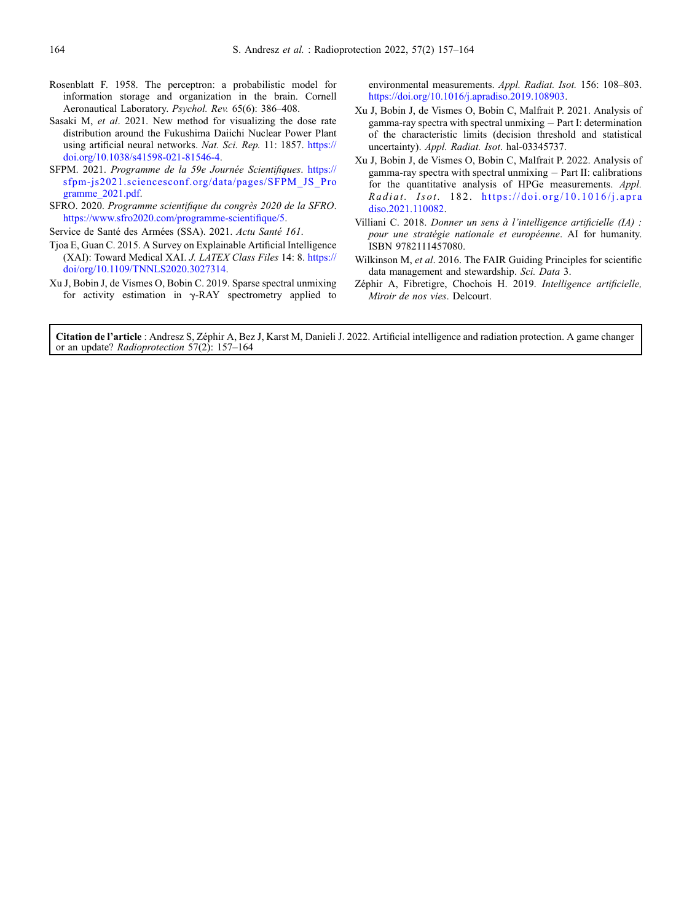Rosenblatt F. 1958. The perceptron: a probabilistic model for information storage and organization in the brain. Cornell Aeronautical Laboratory. *Psychol. Rev.* 65(6): 386–408.

Sasaki M, *et al*. 2021. New method for visualizing the dose rate distribution around the Fukushima Daiichi Nuclear Power Plant using artificial neural networks. *Nat. Sci. Rep.* 11: 1857. https://doi.org/10.1038/s41598-021-81546-4.

SFPM. 2021. *Programme de la 59e Journée Scientifiques*. https://sfpm-js2021.sciencesconf.org/data/pages/SFPM_JS_Programme_2021.pdf.

SFRO. 2020. *Programme scientifique du congrès 2020 de la SFRO*. https://www.sfro2020.com/programme-scientifique/5.

Service de Santé des Armées (SSA). 2021. *Actu Santé 161*.

Tjoa E, Guan C. 2015. A Survey on Explainable Artificial Intelligence (XAI): Toward Medical XAI. *J. LATEX Class Files* 14: 8. https://doi/org/10.1109/TNNLS2020.3027314.

Xu J, Bobin J, de Vismes O, Bobin C. 2019. Sparse spectral unmixing for activity estimation in γ-RAY spectrometry applied to environmental measurements. *Appl. Radiat. Isot.* 156: 108–803. https://doi.org/10.1016/j.apradiso.2019.108903.

Xu J, Bobin J, de Vismes O, Bobin C, Malfrait P. 2021. Analysis of gamma-ray spectra with spectral unmixing – Part I: determination of the characteristic limits (decision threshold and statistical uncertainty). *Appl. Radiat. Isot*. hal-03345737.

Xu J, Bobin J, de Vismes O, Bobin C, Malfrait P. 2022. Analysis of gamma-ray spectra with spectral unmixing – Part II: calibrations for the quantitative analysis of HPGe measurements. *Appl. Radiat. Isot.* 182. https://doi.org/10.1016/j.apradiso.2021.110082.

Villiani C. 2018. *Donner un sens à l'intelligence artificielle (IA) : pour une stratégie nationale et européenne*. AI for humanity. ISBN 9782111457080.

Wilkinson M, *et al*. 2016. The FAIR Guiding Principles for scientific data management and stewardship. *Sci. Data* 3.

Zéphir A, Fibretigre, Chochois H. 2019. *Intelligence artificielle, Miroir de nos vies*. Delcourt.

**Citation de l'article** : Andresz S, Zéphir A, Bez J, Karst M, Danieli J. 2022. Artificial intelligence and radiation protection. A game changer or an update? *Radioprotection* 57(2): 157–164